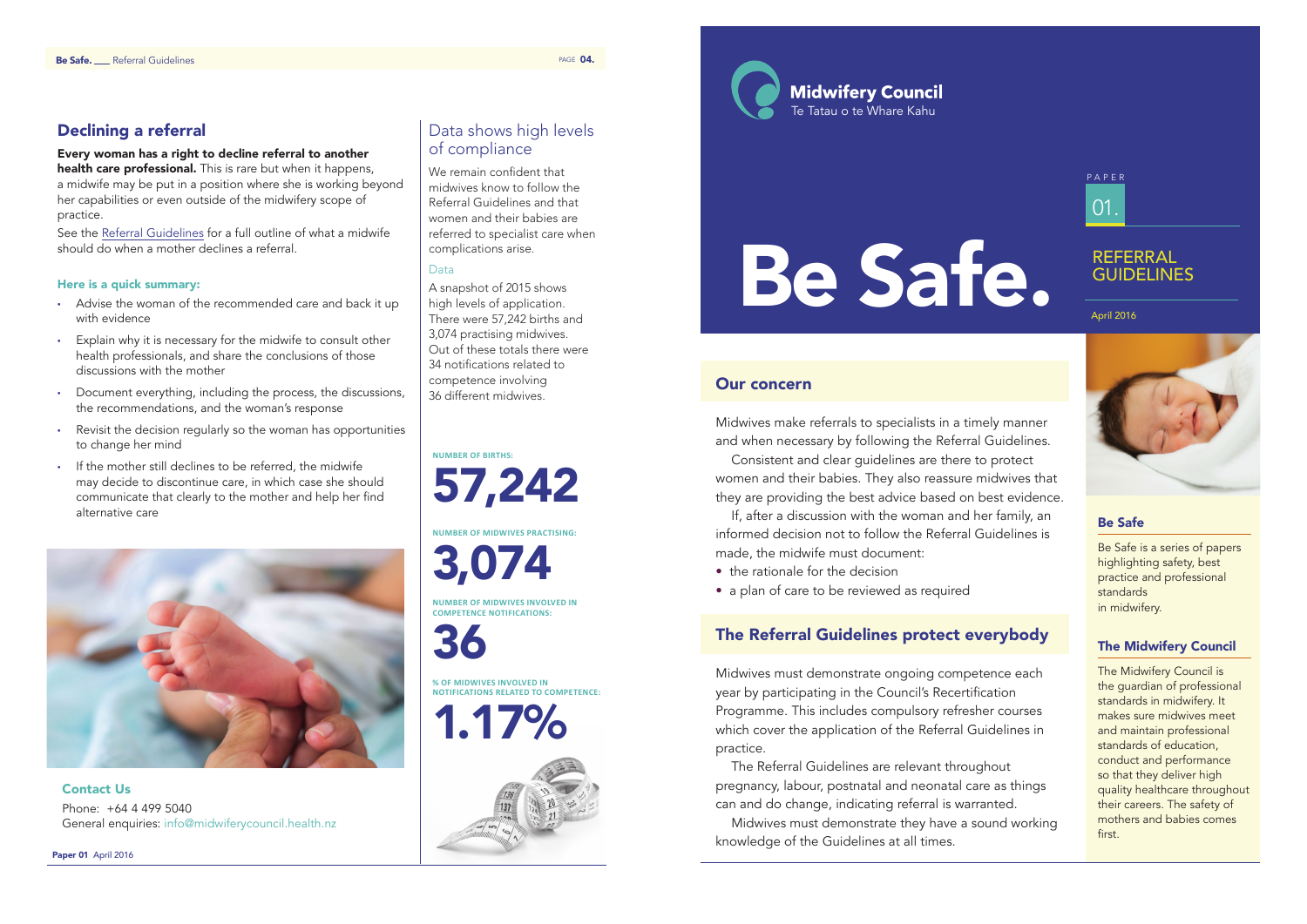# Be Safe.

**Midwifery Council**
Te Tatau o te Whare Kahu

PAPER 01.

## REFERRAL GUIDELINES

April 2016

## Our concern

Midwives make referrals to specialists in a timely manner and when necessary by following the Referral Guidelines.

Consistent and clear guidelines are there to protect women and their babies. They also reassure midwives that they are providing the best advice based on best evidence.

If, after a discussion with the woman and her family, an informed decision not to follow the Referral Guidelines is made, the midwife must document:

- the rationale for the decision
- a plan of care to be reviewed as required

## The Referral Guidelines protect everybody

Midwives must demonstrate ongoing competence each year by participating in the Council's Recertification Programme. This includes compulsory refresher courses which cover the application of the Referral Guidelines in practice.

The Referral Guidelines are relevant throughout pregnancy, labour, postnatal and neonatal care as things can and do change, indicating referral is warranted.

Midwives must demonstrate they have a sound working knowledge of the Guidelines at all times.

### Be Safe

Be Safe is a series of papers highlighting safety, best practice and professional standards in midwifery.

### The Midwifery Council

The Midwifery Council is the guardian of professional standards in midwifery. It makes sure midwives meet and maintain professional standards of education, conduct and performance so that they deliver high quality healthcare throughout their careers. The safety of mothers and babies comes first.

## Declining a referral

**Every woman has a right to decline referral to another health care professional.** This is rare but when it happens, a midwife may be put in a position where she is working beyond her capabilities or even outside of the midwifery scope of practice.

See the Referral Guidelines for a full outline of what a midwife should do when a mother declines a referral.

### Here is a quick summary:

- Advise the woman of the recommended care and back it up with evidence
- Explain why it is necessary for the midwife to consult other health professionals, and share the conclusions of those discussions with the mother
- Document everything, including the process, the discussions, the recommendations, and the woman's response
- Revisit the decision regularly so the woman has opportunities to change her mind
- If the mother still declines to be referred, the midwife may decide to discontinue care, in which case she should communicate that clearly to the mother and help her find alternative care

### Contact Us

Phone: +64 4 499 5040
General enquiries: info@midwiferycouncil.health.nz

## Data shows high levels of compliance

We remain confident that midwives know to follow the Referral Guidelines and that women and their babies are referred to specialist care when complications arise.

### Data

A snapshot of 2015 shows high levels of application. There were 57,242 births and 3,074 practising midwives. Out of these totals there were 34 notifications related to competence involving 36 different midwives.

NUMBER OF BIRTHS:
**57,242**

NUMBER OF MIDWIVES PRACTISING:
**3,074**

NUMBER OF MIDWIVES INVOLVED IN COMPETENCE NOTIFICATIONS:
**36**

% OF MIDWIVES INVOLVED IN NOTIFICATIONS RELATED TO COMPETENCE:
**1.17%**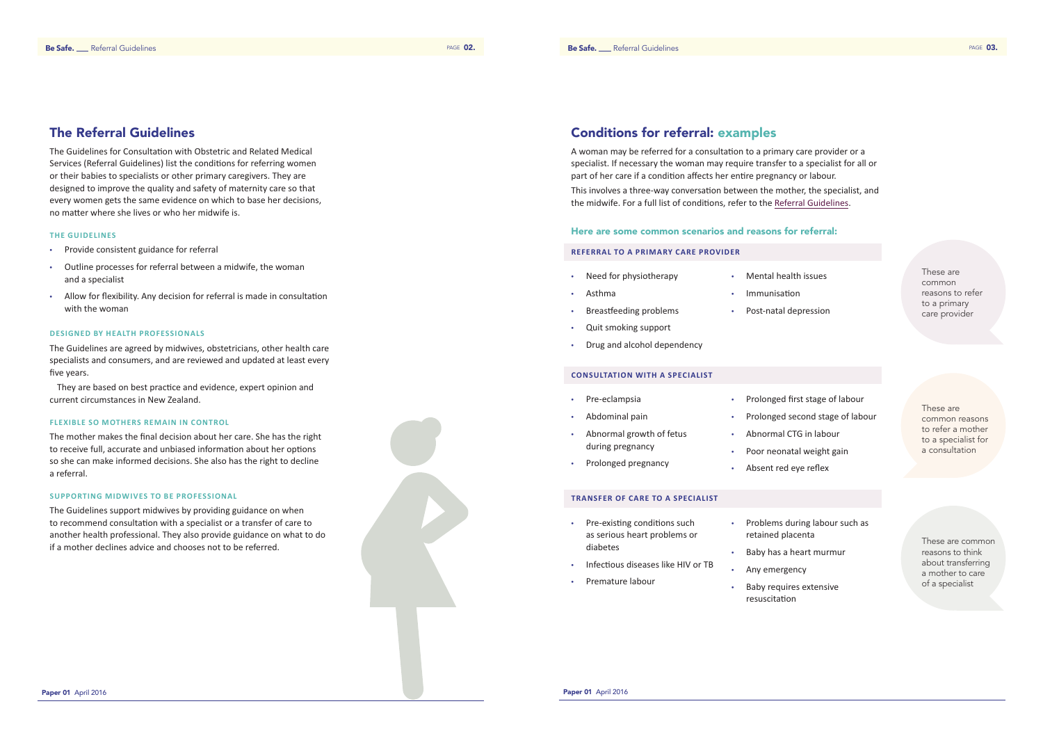## The Referral Guidelines

The Guidelines for Consultation with Obstetric and Related Medical Services (Referral Guidelines) list the conditions for referring women or their babies to specialists or other primary caregivers. They are designed to improve the quality and safety of maternity care so that every women gets the same evidence on which to base her decisions, no matter where she lives or who her midwife is.

#### THE GUIDELINES

- Provide consistent guidance for referral
- Outline processes for referral between a midwife, the woman and a specialist
- Allow for flexibility. Any decision for referral is made in consultation with the woman

#### DESIGNED BY HEALTH PROFESSIONALS

The Guidelines are agreed by midwives, obstetricians, other health care specialists and consumers, and are reviewed and updated at least every five years.

They are based on best practice and evidence, expert opinion and current circumstances in New Zealand.

#### FLEXIBLE SO MOTHERS REMAIN IN CONTROL

The mother makes the final decision about her care. She has the right to receive full, accurate and unbiased information about her options so she can make informed decisions. She also has the right to decline a referral.

#### SUPPORTING MIDWIVES TO BE PROFESSIONAL

The Guidelines support midwives by providing guidance on when to recommend consultation with a specialist or a transfer of care to another health professional. They also provide guidance on what to do if a mother declines advice and chooses not to be referred.

## Conditions for referral: examples

A woman may be referred for a consultation to a primary care provider or a specialist. If necessary the woman may require transfer to a specialist for all or part of her care if a condition affects her entire pregnancy or labour.

This involves a three-way conversation between the mother, the specialist, and the midwife. For a full list of conditions, refer to the Referral Guidelines.

### Here are some common scenarios and reasons for referral:

#### REFERRAL TO A PRIMARY CARE PROVIDER

- Need for physiotherapy
- Asthma
- Breastfeeding problems
- Quit smoking support
- Drug and alcohol dependency
- Mental health issues
- Immunisation
- Post-natal depression

These are common reasons to refer to a primary care provider

#### CONSULTATION WITH A SPECIALIST

- Pre-eclampsia
- Abdominal pain
- Abnormal growth of fetus during pregnancy
- Prolonged pregnancy
- Prolonged first stage of labour
- Prolonged second stage of labour
- Abnormal CTG in labour
- Poor neonatal weight gain
- Absent red eye reflex

These are common reasons to refer to a specialist for a consultation

#### TRANSFER OF CARE TO A SPECIALIST

- Pre-existing conditions such as serious heart problems or diabetes
- Infectious diseases like HIV or TB
- Premature labour
- Problems during labour such as retained placenta
- Baby has a heart murmur
- Any emergency
- Baby requires extensive resuscitation

These are common reasons to think about transferring a mother to care of a specialist